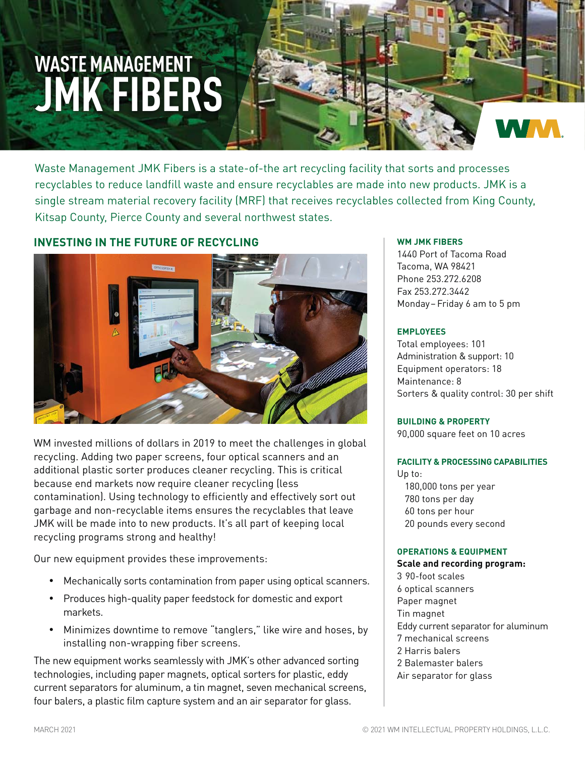# WASTE MANAGEMENT JMK FIBERS

Waste Management JMK Fibers is a state-of-the art recycling facility that sorts and processes recyclables to reduce landfill waste and ensure recyclables are made into new products. JMK is a single stream material recovery facility (MRF) that receives recyclables collected from King County, Kitsap County, Pierce County and several northwest states.

## INVESTING IN THE FUTURE OF RECYCLING

WM invested millions of dollars in 2019 to meet the challenges in global recycling. Adding two paper screens, four optical scanners and an additional plastic sorter produces cleaner recycling. This is critical because end markets now require cleaner recycling (less contamination). Using technology to efficiently and effectively sort out garbage and non-recyclable items ensures the recyclables that leave JMK will be made into to new products. It's all part of keeping local recycling programs strong and healthy!

Our new equipment provides these improvements:

- Mechanically sorts contamination from paper using optical scanners.
- Produces high-quality paper feedstock for domestic and export markets.
- Minimizes downtime to remove "tanglers," like wire and hoses, by installing non-wrapping fiber screens.

The new equipment works seamlessly with JMK's other advanced sorting technologies, including paper magnets, optical sorters for plastic, eddy current separators for aluminum, a tin magnet, seven mechanical screens, four balers, a plastic film capture system and an air separator for glass.

### WM JMK FIBERS

1440 Port of Tacoma Road
Tacoma, WA 98421
Phone 253.272.6208
Fax 253.272.3442
Monday – Friday 6 am to 5 pm

### EMPLOYEES

Total employees: 101
Administration & support: 10
Equipment operators: 18
Maintenance: 8
Sorters & quality control: 30 per shift

### BUILDING & PROPERTY

90,000 square feet on 10 acres

### FACILITY & PROCESSING CAPABILITIES

Up to:
- 180,000 tons per year
- 780 tons per day
- 60 tons per hour
- 20 pounds every second

### OPERATIONS & EQUIPMENT

**Scale and recording program:**
3 90-foot scales
6 optical scanners
Paper magnet
Tin magnet
Eddy current separator for aluminum
7 mechanical screens
2 Harris balers
2 Balemaster balers
Air separator for glass

MARCH 2021

© 2021 WM INTELLECTUAL PROPERTY HOLDINGS, L.L.C.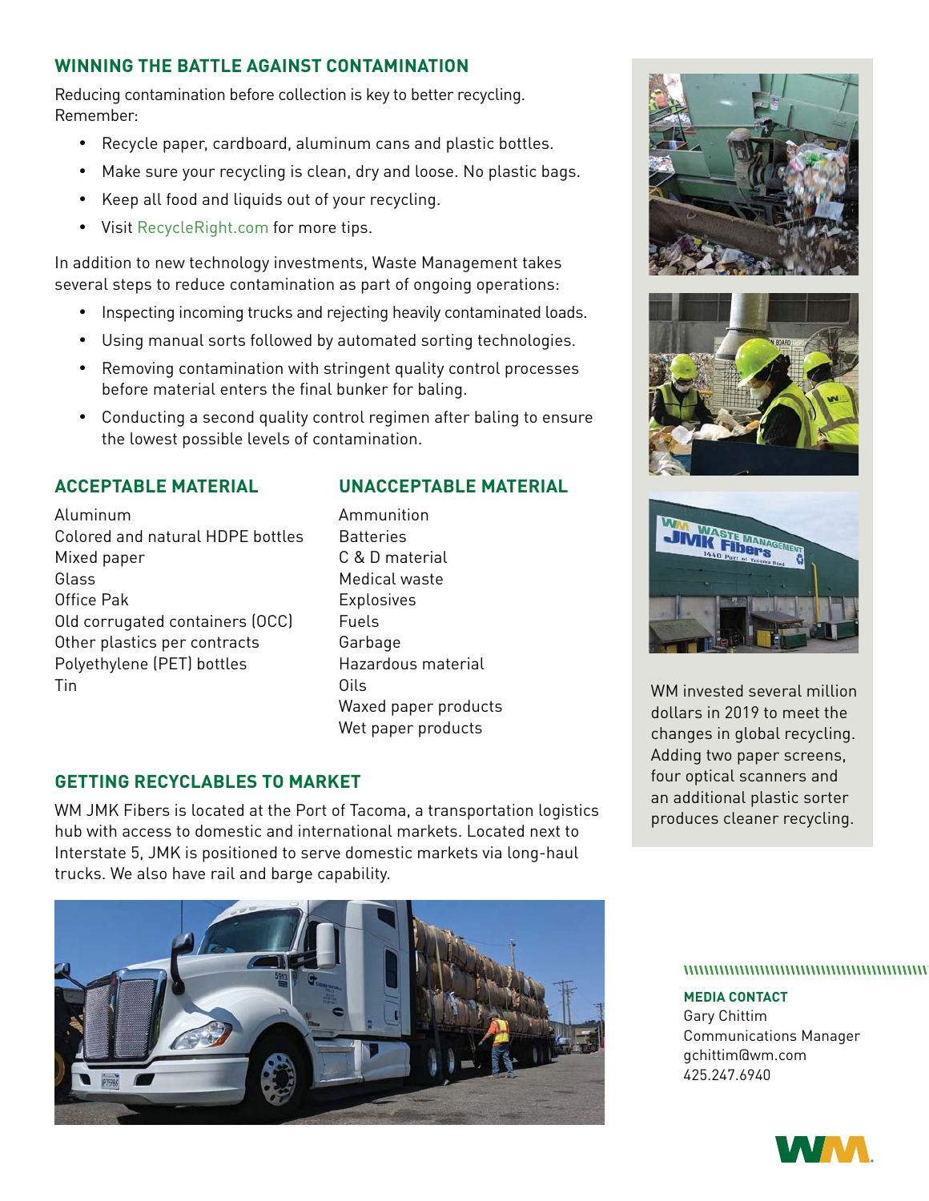## WINNING THE BATTLE AGAINST CONTAMINATION

Reducing contamination before collection is key to better recycling. Remember:

- Recycle paper, cardboard, aluminum cans and plastic bottles.
- Make sure your recycling is clean, dry and loose. No plastic bags.
- Keep all food and liquids out of your recycling.
- Visit RecycleRight.com for more tips.

In addition to new technology investments, Waste Management takes several steps to reduce contamination as part of ongoing operations:

- Inspecting incoming trucks and rejecting heavily contaminated loads.
- Using manual sorts followed by automated sorting technologies.
- Removing contamination with stringent quality control processes before material enters the final bunker for baling.
- Conducting a second quality control regimen after baling to ensure the lowest possible levels of contamination.

### ACCEPTABLE MATERIAL

Aluminum
Colored and natural HDPE bottles
Mixed paper
Glass
Office Pak
Old corrugated containers (OCC)
Other plastics per contracts
Polyethylene (PET) bottles
Tin

### UNACCEPTABLE MATERIAL

Ammunition
Batteries
C & D material
Medical waste
Explosives
Fuels
Garbage
Hazardous material
Oils
Waxed paper products
Wet paper products

## GETTING RECYCLABLES TO MARKET

WM JMK Fibers is located at the Port of Tacoma, a transportation logistics hub with access to domestic and international markets. Located next to Interstate 5, JMK is positioned to serve domestic markets via long-haul trucks. We also have rail and barge capability.

WM invested several million dollars in 2019 to meet the changes in global recycling. Adding two paper screens, four optical scanners and an additional plastic sorter produces cleaner recycling.

**MEDIA CONTACT**
Gary Chittim
Communications Manager
gchittim@wm.com
425.247.6940